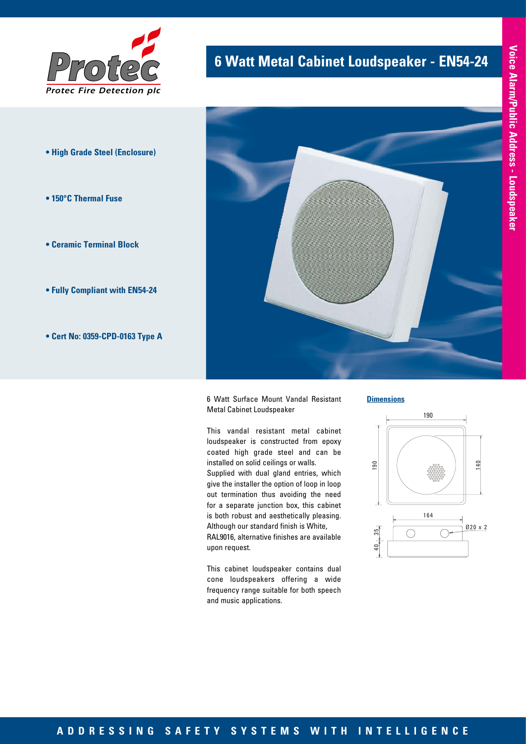Protec Fire Detection plc

# 6 Watt Metal Cabinet Loudspeaker - EN54-24

Voice Alarm/Public Address - Loudspeaker

- **High Grade Steel (Enclosure)**
- **150°C Thermal Fuse**
- **Ceramic Terminal Block**
- **Fully Compliant with EN54-24**
- **Cert No: 0359-CPD-0163 Type A**

6 Watt Surface Mount Vandal Resistant Metal Cabinet Loudspeaker

This vandal resistant metal cabinet loudspeaker is constructed from epoxy coated high grade steel and can be installed on solid ceilings or walls.
Supplied with dual gland entries, which give the installer the option of loop in loop out termination thus avoiding the need for a separate junction box, this cabinet is both robust and aesthetically pleasing. Although our standard finish is White, RAL9016, alternative finishes are available upon request.

This cabinet loudspeaker contains dual cone loudspeakers offering a wide frequency range suitable for both speech and music applications.

**Dimensions**

190

190

140

164

Ø20 x 2

35

40

ADDRESSING SAFETY SYSTEMS WITH INTELLIGENCE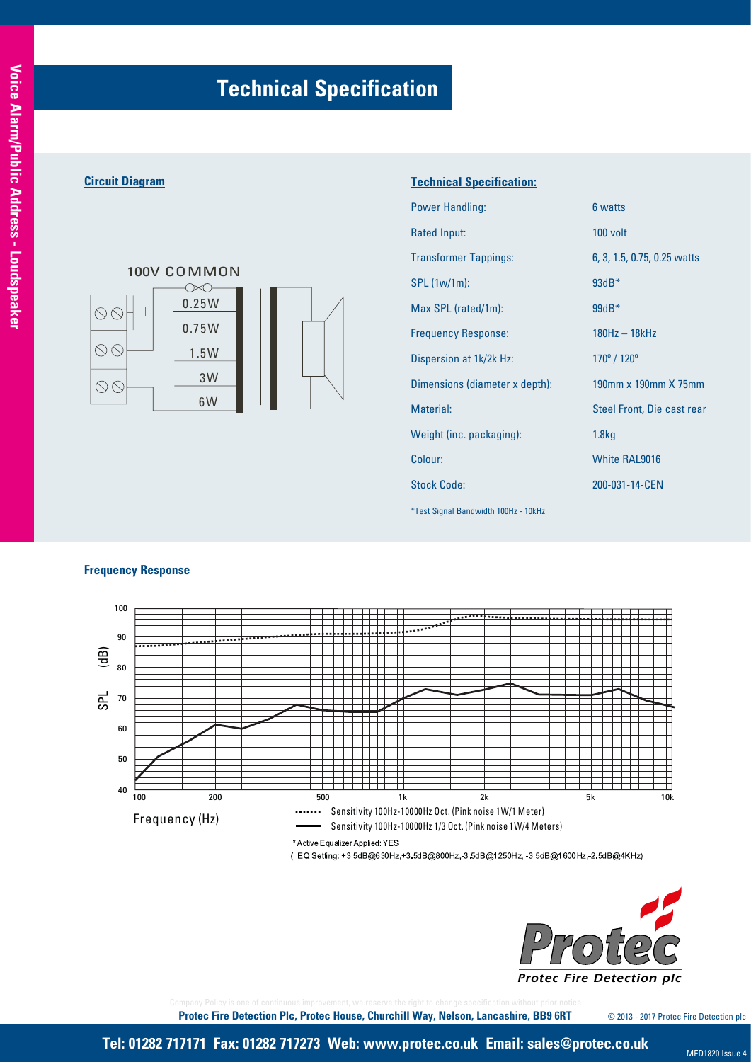# Technical Specification

Voice Alarm/Public Address - Loudspeaker

## Circuit Diagram

100V COMMON

0.25W

0.75W

1.5W

3W

6W

## Technical Specification:

| | |
|---|---|
| Power Handling: | 6 watts |
| Rated Input: | 100 volt |
| Transformer Tappings: | 6, 3, 1.5, 0.75, 0.25 watts |
| SPL (1w/1m): | 93dB* |
| Max SPL (rated/1m): | 99dB* |
| Frequency Response: | 180Hz – 18kHz |
| Dispersion at 1k/2k Hz: | 170º / 120º |
| Dimensions (diameter x depth): | 190mm x 190mm X 75mm |
| Material: | Steel Front, Die cast rear |
| Weight (inc. packaging): | 1.8kg |
| Colour: | White RAL9016 |
| Stock Code: | 200-031-14-CEN |

*Test Signal Bandwidth 100Hz - 10kHz

## Frequency Response

SPL (dB)

100
90
80
70
60
50
40

100 200 500 1k 2k 5k 10k

Frequency (Hz)

Sensitivity 100Hz-10000Hz Oct. (Pink noise 1W/1 Meter)

Sensitivity 100Hz-10000Hz 1/3 Oct. (Pink noise 1W/4 Meters)

*Active Equalizer Applied: YES

( EQ Setting: +3.5dB@630Hz,+3.5dB@800Hz,-3.5dB@1250Hz, -3.5dB@1600Hz,-2.5dB@4KHz)

Protec Fire Detection plc

Company Policy is one of continuous improvement, we reserve the right to change specification without prior notice

**Protec Fire Detection Plc, Protec House, Churchill Way, Nelson, Lancashire, BB9 6RT**

© 2013 - 2017 Protec Fire Detection plc

**Tel: 01282 717171 Fax: 01282 717273 Web: www.protec.co.uk Email: sales@protec.co.uk**

MED1820 Issue 4